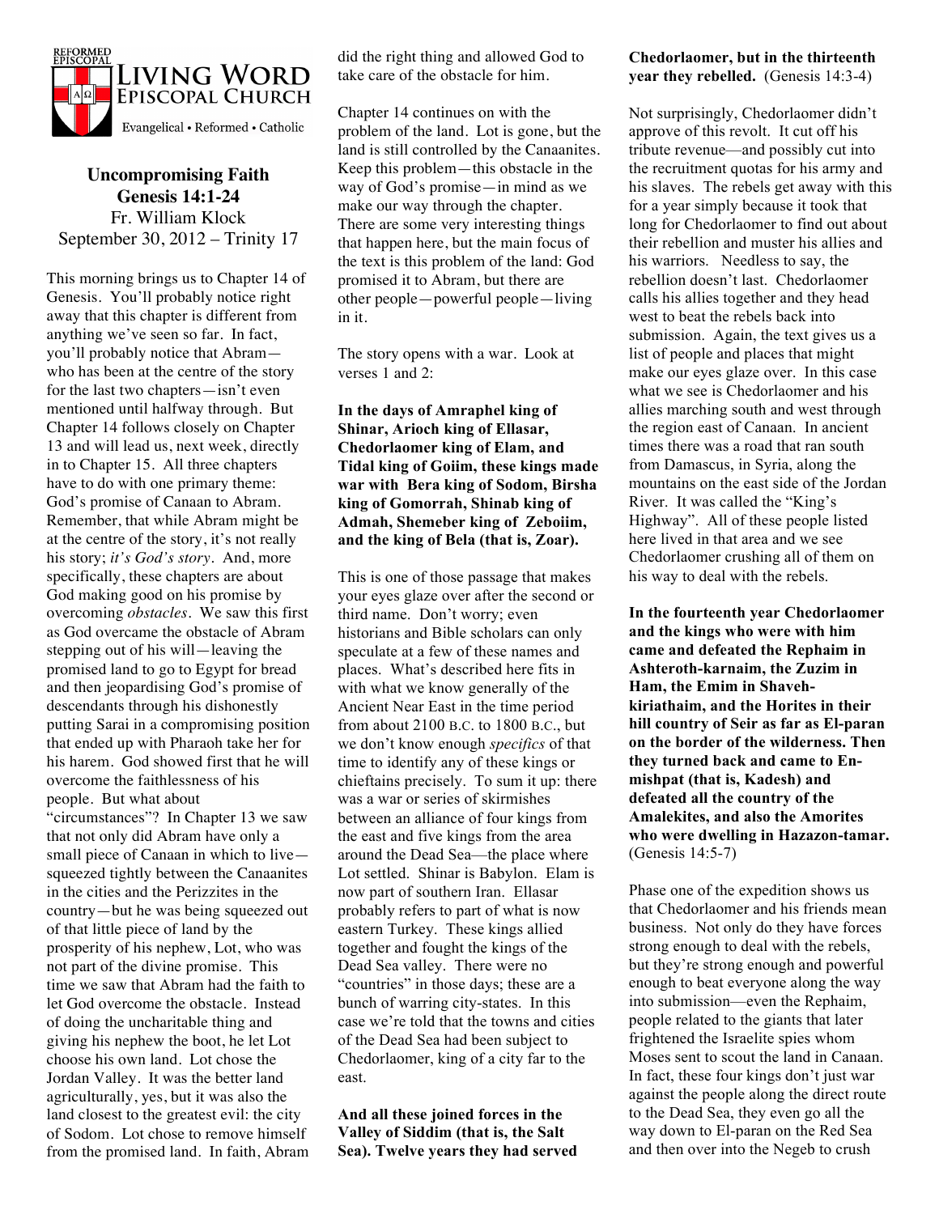REFORMED EPISCOPAL

# Living Word Episcopal Church

Evangelical • Reformed • Catholic

## Uncompromising Faith
## Genesis 14:1-24

Fr. William Klock
September 30, 2012 – Trinity 17

This morning brings us to Chapter 14 of Genesis. You'll probably notice right away that this chapter is different from anything we've seen so far. In fact, you'll probably notice that Abram—who has been at the centre of the story for the last two chapters—isn't even mentioned until halfway through. But Chapter 14 follows closely on Chapter 13 and will lead us, next week, directly in to Chapter 15. All three chapters have to do with one primary theme: God's promise of Canaan to Abram. Remember, that while Abram might be at the centre of the story, it's not really his story; *it's God's story*. And, more specifically, these chapters are about God making good on his promise by overcoming *obstacles*. We saw this first as God overcame the obstacle of Abram stepping out of his will—leaving the promised land to go to Egypt for bread and then jeopardising God's promise of descendants through his dishonestly putting Sarai in a compromising position that ended up with Pharaoh take her for his harem. God showed first that he will overcome the faithlessness of his people. But what about "circumstances"? In Chapter 13 we saw that not only did Abram have only a small piece of Canaan in which to live—squeezed tightly between the Canaanites in the cities and the Perizzites in the country—but he was being squeezed out of that little piece of land by the prosperity of his nephew, Lot, who was not part of the divine promise. This time we saw that Abram had the faith to let God overcome the obstacle. Instead of doing the uncharitable thing and giving his nephew the boot, he let Lot choose his own land. Lot chose the Jordan Valley. It was the better land agriculturally, yes, but it was also the land closest to the greatest evil: the city of Sodom. Lot chose to remove himself from the promised land. In faith, Abram did the right thing and allowed God to take care of the obstacle for him.

Chapter 14 continues on with the problem of the land. Lot is gone, but the land is still controlled by the Canaanites. Keep this problem—this obstacle in the way of God's promise—in mind as we make our way through the chapter. There are some very interesting things that happen here, but the main focus of the text is this problem of the land: God promised it to Abram, but there are other people—powerful people—living in it.

The story opens with a war. Look at verses 1 and 2:

**In the days of Amraphel king of Shinar, Arioch king of Ellasar, Chedorlaomer king of Elam, and Tidal king of Goiim, these kings made war with Bera king of Sodom, Birsha king of Gomorrah, Shinab king of Admah, Shemeber king of Zeboiim, and the king of Bela (that is, Zoar).**

This is one of those passage that makes your eyes glaze over after the second or third name. Don't worry; even historians and Bible scholars can only speculate at a few of these names and places. What's described here fits in with what we know generally of the Ancient Near East in the time period from about 2100 B.C. to 1800 B.C., but we don't know enough *specifics* of that time to identify any of these kings or chieftains precisely. To sum it up: there was a war or series of skirmishes between an alliance of four kings from the east and five kings from the area around the Dead Sea—the place where Lot settled. Shinar is Babylon. Elam is now part of southern Iran. Ellasar probably refers to part of what is now eastern Turkey. These kings allied together and fought the kings of the Dead Sea valley. There were no "countries" in those days; these are a bunch of warring city-states. In this case we're told that the towns and cities of the Dead Sea had been subject to Chedorlaomer, king of a city far to the east.

**And all these joined forces in the Valley of Siddim (that is, the Salt Sea). Twelve years they had served Chedorlaomer, but in the thirteenth year they rebelled.** (Genesis 14:3-4)

Not surprisingly, Chedorlaomer didn't approve of this revolt. It cut off his tribute revenue—and possibly cut into the recruitment quotas for his army and his slaves. The rebels get away with this for a year simply because it took that long for Chedorlaomer to find out about their rebellion and muster his allies and his warriors. Needless to say, the rebellion doesn't last. Chedorlaomer calls his allies together and they head west to beat the rebels back into submission. Again, the text gives us a list of people and places that might make our eyes glaze over. In this case what we see is Chedorlaomer and his allies marching south and west through the region east of Canaan. In ancient times there was a road that ran south from Damascus, in Syria, along the mountains on the east side of the Jordan River. It was called the "King's Highway". All of these people listed here lived in that area and we see Chedorlaomer crushing all of them on his way to deal with the rebels.

**In the fourteenth year Chedorlaomer and the kings who were with him came and defeated the Rephaim in Ashteroth-karnaim, the Zuzim in Ham, the Emim in Shaveh-kiriathaim, and the Horites in their hill country of Seir as far as El-paran on the border of the wilderness. Then they turned back and came to En-mishpat (that is, Kadesh) and defeated all the country of the Amalekites, and also the Amorites who were dwelling in Hazazon-tamar.** (Genesis 14:5-7)

Phase one of the expedition shows us that Chedorlaomer and his friends mean business. Not only do they have forces strong enough to deal with the rebels, but they're strong enough and powerful enough to beat everyone along the way into submission—even the Rephaim, people related to the giants that later frightened the Israelite spies whom Moses sent to scout the land in Canaan. In fact, these four kings don't just war against the people along the direct route to the Dead Sea, they even go all the way down to El-paran on the Red Sea and then over into the Negeb to crush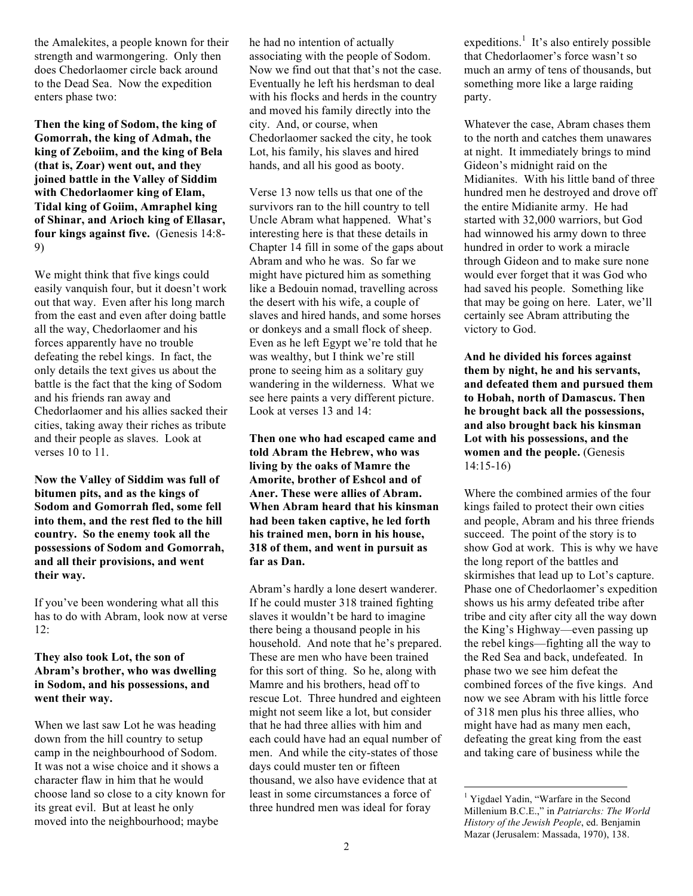the Amalekites, a people known for their strength and warmongering. Only then does Chedorlaomer circle back around to the Dead Sea. Now the expedition enters phase two:

**Then the king of Sodom, the king of Gomorrah, the king of Admah, the king of Zeboiim, and the king of Bela (that is, Zoar) went out, and they joined battle in the Valley of Siddim with Chedorlaomer king of Elam, Tidal king of Goiim, Amraphel king of Shinar, and Arioch king of Ellasar, four kings against five.** (Genesis 14:8-9)

We might think that five kings could easily vanquish four, but it doesn't work out that way. Even after his long march from the east and even after doing battle all the way, Chedorlaomer and his forces apparently have no trouble defeating the rebel kings. In fact, the only details the text gives us about the battle is the fact that the king of Sodom and his friends ran away and Chedorlaomer and his allies sacked their cities, taking away their riches as tribute and their people as slaves. Look at verses 10 to 11.

**Now the Valley of Siddim was full of bitumen pits, and as the kings of Sodom and Gomorrah fled, some fell into them, and the rest fled to the hill country. So the enemy took all the possessions of Sodom and Gomorrah, and all their provisions, and went their way.**

If you've been wondering what all this has to do with Abram, look now at verse 12:

**They also took Lot, the son of Abram's brother, who was dwelling in Sodom, and his possessions, and went their way.**

When we last saw Lot he was heading down from the hill country to setup camp in the neighbourhood of Sodom. It was not a wise choice and it shows a character flaw in him that he would choose land so close to a city known for its great evil. But at least he only moved into the neighbourhood; maybe he had no intention of actually associating with the people of Sodom. Now we find out that that's not the case. Eventually he left his herdsman to deal with his flocks and herds in the country and moved his family directly into the city. And, or course, when Chedorlaomer sacked the city, he took Lot, his family, his slaves and hired hands, and all his good as booty.

Verse 13 now tells us that one of the survivors ran to the hill country to tell Uncle Abram what happened. What's interesting here is that these details in Chapter 14 fill in some of the gaps about Abram and who he was. So far we might have pictured him as something like a Bedouin nomad, travelling across the desert with his wife, a couple of slaves and hired hands, and some horses or donkeys and a small flock of sheep. Even as he left Egypt we're told that he was wealthy, but I think we're still prone to seeing him as a solitary guy wandering in the wilderness. What we see here paints a very different picture. Look at verses 13 and 14:

**Then one who had escaped came and told Abram the Hebrew, who was living by the oaks of Mamre the Amorite, brother of Eshcol and of Aner. These were allies of Abram. When Abram heard that his kinsman had been taken captive, he led forth his trained men, born in his house, 318 of them, and went in pursuit as far as Dan.**

Abram's hardly a lone desert wanderer. If he could muster 318 trained fighting slaves it wouldn't be hard to imagine there being a thousand people in his household. And note that he's prepared. These are men who have been trained for this sort of thing. So he, along with Mamre and his brothers, head off to rescue Lot. Three hundred and eighteen might not seem like a lot, but consider that he had three allies with him and each could have had an equal number of men. And while the city-states of those days could muster ten or fifteen thousand, we also have evidence that at least in some circumstances a force of three hundred men was ideal for foray expeditions.[1] It's also entirely possible that Chedorlaomer's force wasn't so much an army of tens of thousands, but something more like a large raiding party.

Whatever the case, Abram chases them to the north and catches them unawares at night. It immediately brings to mind Gideon's midnight raid on the Midianites. With his little band of three hundred men he destroyed and drove off the entire Midianite army. He had started with 32,000 warriors, but God had winnowed his army down to three hundred in order to work a miracle through Gideon and to make sure none would ever forget that it was God who had saved his people. Something like that may be going on here. Later, we'll certainly see Abram attributing the victory to God.

**And he divided his forces against them by night, he and his servants, and defeated them and pursued them to Hobah, north of Damascus. Then he brought back all the possessions, and also brought back his kinsman Lot with his possessions, and the women and the people.** (Genesis 14:15-16)

Where the combined armies of the four kings failed to protect their own cities and people, Abram and his three friends succeed. The point of the story is to show God at work. This is why we have the long report of the battles and skirmishes that lead up to Lot's capture. Phase one of Chedorlaomer's expedition shows us his army defeated tribe after tribe and city after city all the way down the King's Highway—even passing up the rebel kings—fighting all the way to the Red Sea and back, undefeated. In phase two we see him defeat the combined forces of the five kings. And now we see Abram with his little force of 318 men plus his three allies, who might have had as many men each, defeating the great king from the east and taking care of business while the

---

[1] Yigdael Yadin, "Warfare in the Second Millenium B.C.E.," in *Patriarchs: The World History of the Jewish People*, ed. Benjamin Mazar (Jerusalem: Massada, 1970), 138.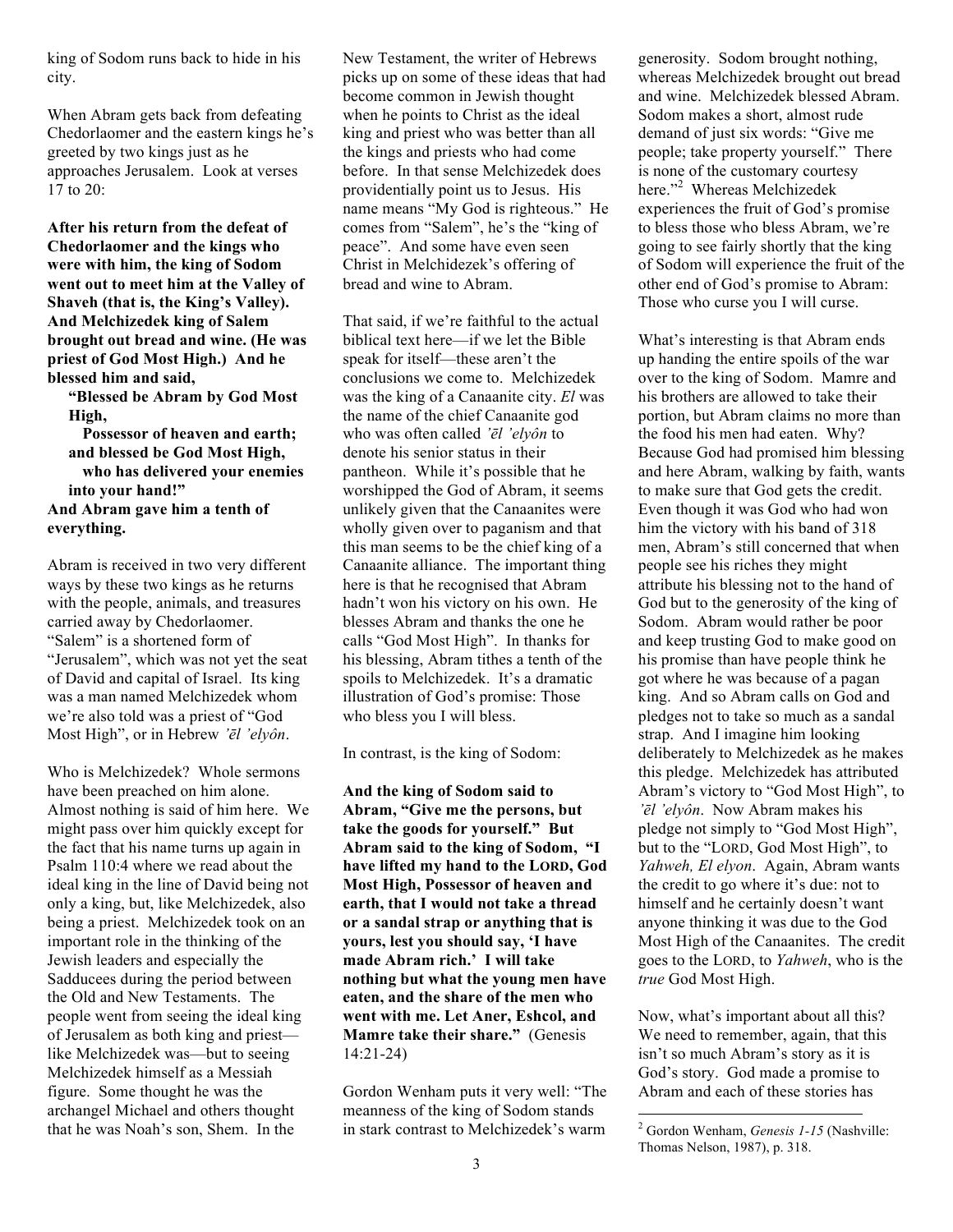king of Sodom runs back to hide in his city.

When Abram gets back from defeating Chedorlaomer and the eastern kings he's greeted by two kings just as he approaches Jerusalem. Look at verses 17 to 20:

**After his return from the defeat of Chedorlaomer and the kings who were with him, the king of Sodom went out to meet him at the Valley of Shaveh (that is, the King's Valley). And Melchizedek king of Salem brought out bread and wine. (He was priest of God Most High.) And he blessed him and said,**

> **"Blessed be Abram by God Most High,**
> **Possessor of heaven and earth;**
> **and blessed be God Most High,**
> **who has delivered your enemies into your hand!"**

**And Abram gave him a tenth of everything.**

Abram is received in two very different ways by these two kings as he returns with the people, animals, and treasures carried away by Chedorlaomer. "Salem" is a shortened form of "Jerusalem", which was not yet the seat of David and capital of Israel. Its king was a man named Melchizedek whom we're also told was a priest of "God Most High", or in Hebrew *'ēl 'elyôn*.

Who is Melchizedek? Whole sermons have been preached on him alone. Almost nothing is said of him here. We might pass over him quickly except for the fact that his name turns up again in Psalm 110:4 where we read about the ideal king in the line of David being not only a king, but, like Melchizedek, also being a priest. Melchizedek took on an important role in the thinking of the Jewish leaders and especially the Sadducees during the period between the Old and New Testaments. The people went from seeing the ideal king of Jerusalem as both king and priest—like Melchizedek was—but to seeing Melchizedek himself as a Messiah figure. Some thought he was the archangel Michael and others thought that he was Noah's son, Shem. In the New Testament, the writer of Hebrews picks up on some of these ideas that had become common in Jewish thought when he points to Christ as the ideal king and priest who was better than all the kings and priests who had come before. In that sense Melchizedek does providentially point us to Jesus. His name means "My God is righteous." He comes from "Salem", he's the "king of peace". And some have even seen Christ in Melchidezek's offering of bread and wine to Abram.

That said, if we're faithful to the actual biblical text here—if we let the Bible speak for itself—these aren't the conclusions we come to. Melchizedek was the king of a Canaanite city. *El* was the name of the chief Canaanite god who was often called *'ēl 'elyôn* to denote his senior status in their pantheon. While it's possible that he worshipped the God of Abram, it seems unlikely given that the Canaanites were wholly given over to paganism and that this man seems to be the chief king of a Canaanite alliance. The important thing here is that he recognised that Abram hadn't won his victory on his own. He blesses Abram and thanks the one he calls "God Most High". In thanks for his blessing, Abram tithes a tenth of the spoils to Melchizedek. It's a dramatic illustration of God's promise: Those who bless you I will bless.

In contrast, is the king of Sodom:

**And the king of Sodom said to Abram, "Give me the persons, but take the goods for yourself." But Abram said to the king of Sodom, "I have lifted my hand to the LORD, God Most High, Possessor of heaven and earth, that I would not take a thread or a sandal strap or anything that is yours, lest you should say, 'I have made Abram rich.' I will take nothing but what the young men have eaten, and the share of the men who went with me. Let Aner, Eshcol, and Mamre take their share."** (Genesis 14:21-24)

Gordon Wenham puts it very well: "The meanness of the king of Sodom stands in stark contrast to Melchizedek's warm generosity. Sodom brought nothing, whereas Melchizedek brought out bread and wine. Melchizedek blessed Abram. Sodom makes a short, almost rude demand of just six words: "Give me people; take property yourself." There is none of the customary courtesy here."[2] Whereas Melchizedek experiences the fruit of God's promise to bless those who bless Abram, we're going to see fairly shortly that the king of Sodom will experience the fruit of the other end of God's promise to Abram: Those who curse you I will curse.

What's interesting is that Abram ends up handing the entire spoils of the war over to the king of Sodom. Mamre and his brothers are allowed to take their portion, but Abram claims no more than the food his men had eaten. Why? Because God had promised him blessing and here Abram, walking by faith, wants to make sure that God gets the credit. Even though it was God who had won him the victory with his band of 318 men, Abram's still concerned that when people see his riches they might attribute his blessing not to the hand of God but to the generosity of the king of Sodom. Abram would rather be poor and keep trusting God to make good on his promise than have people think he got where he was because of a pagan king. And so Abram calls on God and pledges not to take so much as a sandal strap. And I imagine him looking deliberately to Melchizedek as he makes this pledge. Melchizedek has attributed Abram's victory to "God Most High", to *'ēl 'elyôn*. Now Abram makes his pledge not simply to "God Most High", but to the "LORD, God Most High", to *Yahweh, El elyon*. Again, Abram wants the credit to go where it's due: not to himself and he certainly doesn't want anyone thinking it was due to the God Most High of the Canaanites. The credit goes to the LORD, to *Yahweh*, who is the *true* God Most High.

Now, what's important about all this? We need to remember, again, that this isn't so much Abram's story as it is God's story. God made a promise to Abram and each of these stories has

---

[2] Gordon Wenham, *Genesis 1-15* (Nashville: Thomas Nelson, 1987), p. 318.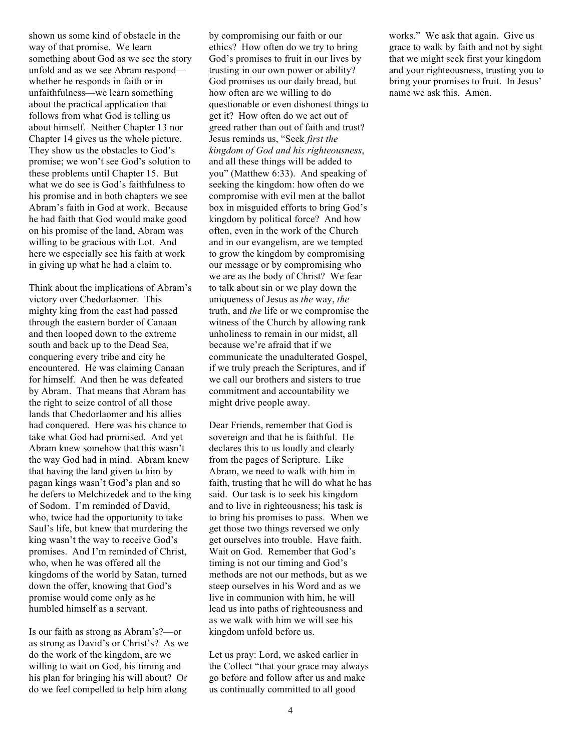shown us some kind of obstacle in the way of that promise. We learn something about God as we see the story unfold and as we see Abram respond—whether he responds in faith or in unfaithfulness—we learn something about the practical application that follows from what God is telling us about himself. Neither Chapter 13 nor Chapter 14 gives us the whole picture. They show us the obstacles to God's promise; we won't see God's solution to these problems until Chapter 15. But what we do see is God's faithfulness to his promise and in both chapters we see Abram's faith in God at work. Because he had faith that God would make good on his promise of the land, Abram was willing to be gracious with Lot. And here we especially see his faith at work in giving up what he had a claim to.

Think about the implications of Abram's victory over Chedorlaomer. This mighty king from the east had passed through the eastern border of Canaan and then looped down to the extreme south and back up to the Dead Sea, conquering every tribe and city he encountered. He was claiming Canaan for himself. And then he was defeated by Abram. That means that Abram has the right to seize control of all those lands that Chedorlaomer and his allies had conquered. Here was his chance to take what God had promised. And yet Abram knew somehow that this wasn't the way God had in mind. Abram knew that having the land given to him by pagan kings wasn't God's plan and so he defers to Melchizedek and to the king of Sodom. I'm reminded of David, who, twice had the opportunity to take Saul's life, but knew that murdering the king wasn't the way to receive God's promises. And I'm reminded of Christ, who, when he was offered all the kingdoms of the world by Satan, turned down the offer, knowing that God's promise would come only as he humbled himself as a servant.

Is our faith as strong as Abram's?—or as strong as David's or Christ's? As we do the work of the kingdom, are we willing to wait on God, his timing and his plan for bringing his will about? Or do we feel compelled to help him along by compromising our faith or our ethics? How often do we try to bring God's promises to fruit in our lives by trusting in our own power or ability? God promises us our daily bread, but how often are we willing to do questionable or even dishonest things to get it? How often do we act out of greed rather than out of faith and trust? Jesus reminds us, "Seek *first the kingdom of God and his righteousness*, and all these things will be added to you" (Matthew 6:33). And speaking of seeking the kingdom: how often do we compromise with evil men at the ballot box in misguided efforts to bring God's kingdom by political force? And how often, even in the work of the Church and in our evangelism, are we tempted to grow the kingdom by compromising our message or by compromising who we are as the body of Christ? We fear to talk about sin or we play down the uniqueness of Jesus as *the* way, *the* truth, and *the* life or we compromise the witness of the Church by allowing rank unholiness to remain in our midst, all because we're afraid that if we communicate the unadulterated Gospel, if we truly preach the Scriptures, and if we call our brothers and sisters to true commitment and accountability we might drive people away.

Dear Friends, remember that God is sovereign and that he is faithful. He declares this to us loudly and clearly from the pages of Scripture. Like Abram, we need to walk with him in faith, trusting that he will do what he has said. Our task is to seek his kingdom and to live in righteousness; his task is to bring his promises to pass. When we get those two things reversed we only get ourselves into trouble. Have faith. Wait on God. Remember that God's timing is not our timing and God's methods are not our methods, but as we steep ourselves in his Word and as we live in communion with him, he will lead us into paths of righteousness and as we walk with him we will see his kingdom unfold before us.

Let us pray: Lord, we asked earlier in the Collect "that your grace may always go before and follow after us and make us continually committed to all good works." We ask that again. Give us grace to walk by faith and not by sight that we might seek first your kingdom and your righteousness, trusting you to bring your promises to fruit. In Jesus' name we ask this. Amen.